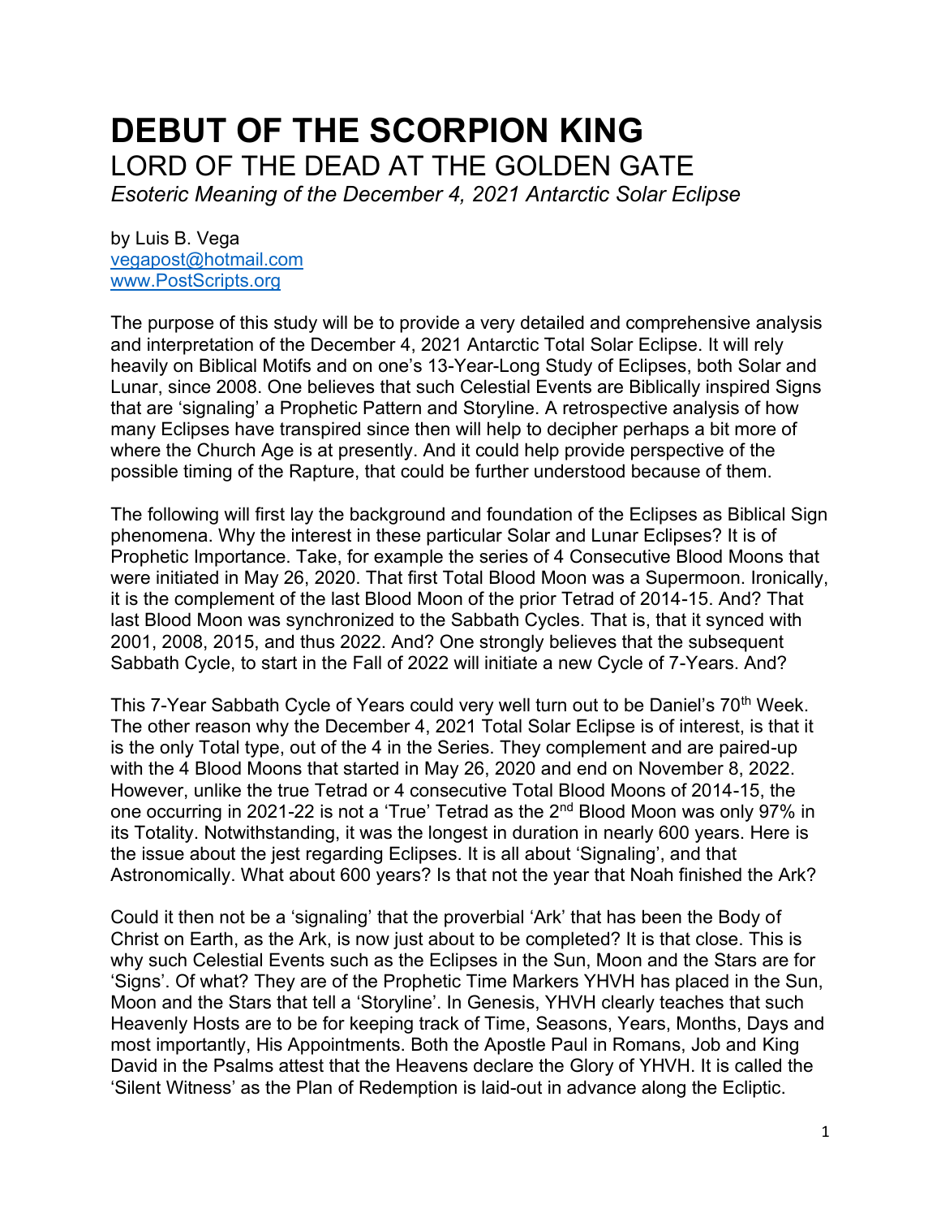# DEBUT OF THE SCORPION KING

## LORD OF THE DEAD AT THE GOLDEN GATE

*Esoteric Meaning of the December 4, 2021 Antarctic Solar Eclipse*

by Luis B. Vega
vegapost@hotmail.com
www.PostScripts.org

The purpose of this study will be to provide a very detailed and comprehensive analysis and interpretation of the December 4, 2021 Antarctic Total Solar Eclipse. It will rely heavily on Biblical Motifs and on one's 13-Year-Long Study of Eclipses, both Solar and Lunar, since 2008. One believes that such Celestial Events are Biblically inspired Signs that are 'signaling' a Prophetic Pattern and Storyline. A retrospective analysis of how many Eclipses have transpired since then will help to decipher perhaps a bit more of where the Church Age is at presently. And it could help provide perspective of the possible timing of the Rapture, that could be further understood because of them.

The following will first lay the background and foundation of the Eclipses as Biblical Sign phenomena. Why the interest in these particular Solar and Lunar Eclipses? It is of Prophetic Importance. Take, for example the series of 4 Consecutive Blood Moons that were initiated in May 26, 2020. That first Total Blood Moon was a Supermoon. Ironically, it is the complement of the last Blood Moon of the prior Tetrad of 2014-15. And? That last Blood Moon was synchronized to the Sabbath Cycles. That is, that it synced with 2001, 2008, 2015, and thus 2022. And? One strongly believes that the subsequent Sabbath Cycle, to start in the Fall of 2022 will initiate a new Cycle of 7-Years. And?

This 7-Year Sabbath Cycle of Years could very well turn out to be Daniel's 70th Week. The other reason why the December 4, 2021 Total Solar Eclipse is of interest, is that it is the only Total type, out of the 4 in the Series. They complement and are paired-up with the 4 Blood Moons that started in May 26, 2020 and end on November 8, 2022. However, unlike the true Tetrad or 4 consecutive Total Blood Moons of 2014-15, the one occurring in 2021-22 is not a 'True' Tetrad as the 2nd Blood Moon was only 97% in its Totality. Notwithstanding, it was the longest in duration in nearly 600 years. Here is the issue about the jest regarding Eclipses. It is all about 'Signaling', and that Astronomically. What about 600 years? Is that not the year that Noah finished the Ark?

Could it then not be a 'signaling' that the proverbial 'Ark' that has been the Body of Christ on Earth, as the Ark, is now just about to be completed? It is that close. This is why such Celestial Events such as the Eclipses in the Sun, Moon and the Stars are for 'Signs'. Of what? They are of the Prophetic Time Markers YHVH has placed in the Sun, Moon and the Stars that tell a 'Storyline'. In Genesis, YHVH clearly teaches that such Heavenly Hosts are to be for keeping track of Time, Seasons, Years, Months, Days and most importantly, His Appointments. Both the Apostle Paul in Romans, Job and King David in the Psalms attest that the Heavens declare the Glory of YHVH. It is called the 'Silent Witness' as the Plan of Redemption is laid-out in advance along the Ecliptic.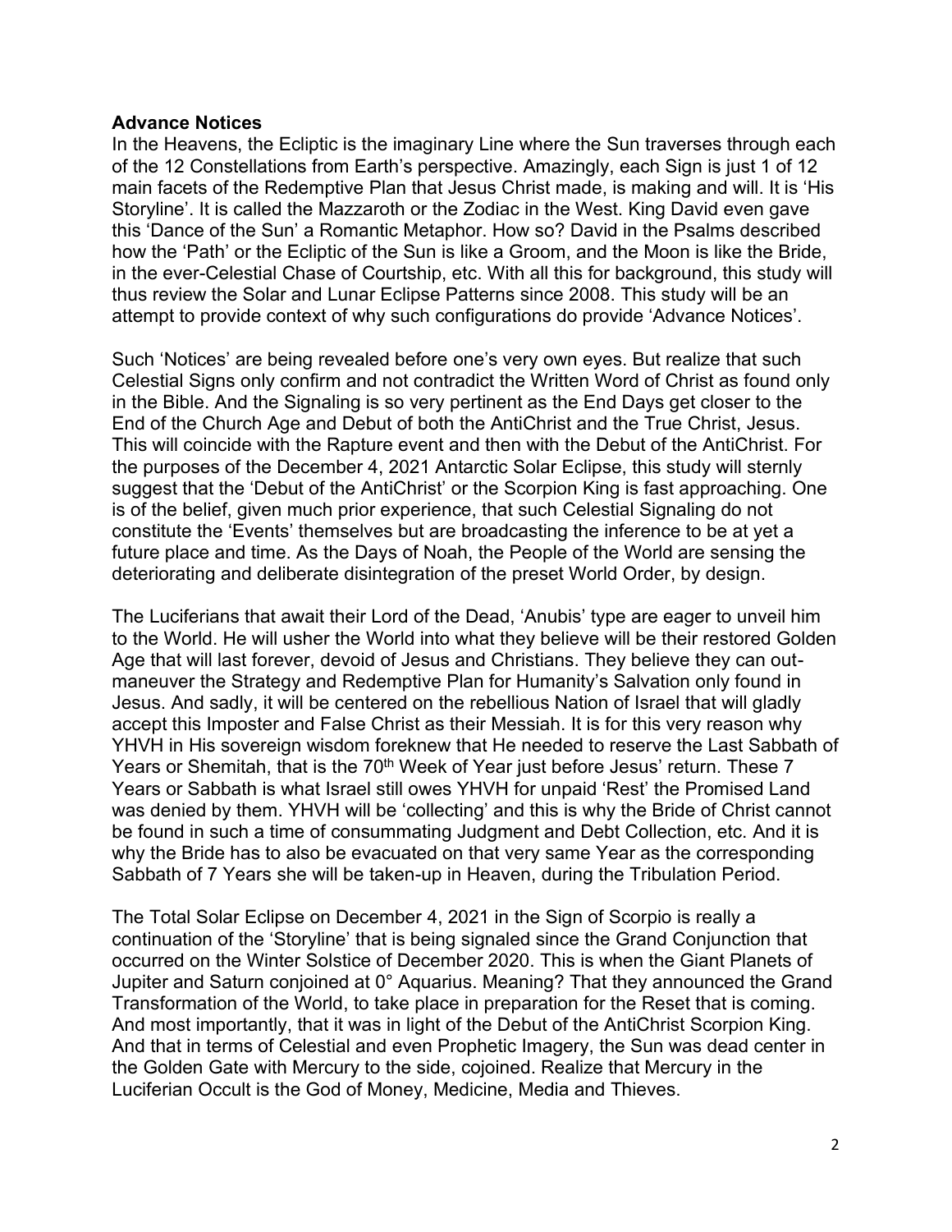**Advance Notices**

In the Heavens, the Ecliptic is the imaginary Line where the Sun traverses through each of the 12 Constellations from Earth's perspective. Amazingly, each Sign is just 1 of 12 main facets of the Redemptive Plan that Jesus Christ made, is making and will. It is 'His Storyline'. It is called the Mazzaroth or the Zodiac in the West. King David even gave this 'Dance of the Sun' a Romantic Metaphor. How so? David in the Psalms described how the 'Path' or the Ecliptic of the Sun is like a Groom, and the Moon is like the Bride, in the ever-Celestial Chase of Courtship, etc. With all this for background, this study will thus review the Solar and Lunar Eclipse Patterns since 2008. This study will be an attempt to provide context of why such configurations do provide 'Advance Notices'.

Such 'Notices' are being revealed before one's very own eyes. But realize that such Celestial Signs only confirm and not contradict the Written Word of Christ as found only in the Bible. And the Signaling is so very pertinent as the End Days get closer to the End of the Church Age and Debut of both the AntiChrist and the True Christ, Jesus. This will coincide with the Rapture event and then with the Debut of the AntiChrist. For the purposes of the December 4, 2021 Antarctic Solar Eclipse, this study will sternly suggest that the 'Debut of the AntiChrist' or the Scorpion King is fast approaching. One is of the belief, given much prior experience, that such Celestial Signaling do not constitute the 'Events' themselves but are broadcasting the inference to be at yet a future place and time. As the Days of Noah, the People of the World are sensing the deteriorating and deliberate disintegration of the preset World Order, by design.

The Luciferians that await their Lord of the Dead, 'Anubis' type are eager to unveil him to the World. He will usher the World into what they believe will be their restored Golden Age that will last forever, devoid of Jesus and Christians. They believe they can out-maneuver the Strategy and Redemptive Plan for Humanity's Salvation only found in Jesus. And sadly, it will be centered on the rebellious Nation of Israel that will gladly accept this Imposter and False Christ as their Messiah. It is for this very reason why YHVH in His sovereign wisdom foreknew that He needed to reserve the Last Sabbath of Years or Shemitah, that is the 70th Week of Year just before Jesus' return. These 7 Years or Sabbath is what Israel still owes YHVH for unpaid 'Rest' the Promised Land was denied by them. YHVH will be 'collecting' and this is why the Bride of Christ cannot be found in such a time of consummating Judgment and Debt Collection, etc. And it is why the Bride has to also be evacuated on that very same Year as the corresponding Sabbath of 7 Years she will be taken-up in Heaven, during the Tribulation Period.

The Total Solar Eclipse on December 4, 2021 in the Sign of Scorpio is really a continuation of the 'Storyline' that is being signaled since the Grand Conjunction that occurred on the Winter Solstice of December 2020. This is when the Giant Planets of Jupiter and Saturn conjoined at 0° Aquarius. Meaning? That they announced the Grand Transformation of the World, to take place in preparation for the Reset that is coming. And most importantly, that it was in light of the Debut of the AntiChrist Scorpion King. And that in terms of Celestial and even Prophetic Imagery, the Sun was dead center in the Golden Gate with Mercury to the side, cojoined. Realize that Mercury in the Luciferian Occult is the God of Money, Medicine, Media and Thieves.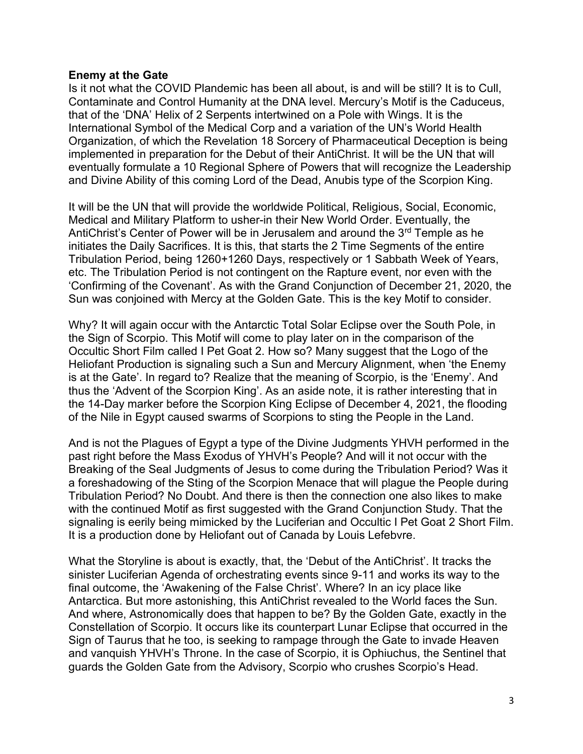**Enemy at the Gate**

Is it not what the COVID Plandemic has been all about, is and will be still? It is to Cull, Contaminate and Control Humanity at the DNA level. Mercury's Motif is the Caduceus, that of the 'DNA' Helix of 2 Serpents intertwined on a Pole with Wings. It is the International Symbol of the Medical Corp and a variation of the UN's World Health Organization, of which the Revelation 18 Sorcery of Pharmaceutical Deception is being implemented in preparation for the Debut of their AntiChrist. It will be the UN that will eventually formulate a 10 Regional Sphere of Powers that will recognize the Leadership and Divine Ability of this coming Lord of the Dead, Anubis type of the Scorpion King.

It will be the UN that will provide the worldwide Political, Religious, Social, Economic, Medical and Military Platform to usher-in their New World Order. Eventually, the AntiChrist's Center of Power will be in Jerusalem and around the 3rd Temple as he initiates the Daily Sacrifices. It is this, that starts the 2 Time Segments of the entire Tribulation Period, being 1260+1260 Days, respectively or 1 Sabbath Week of Years, etc. The Tribulation Period is not contingent on the Rapture event, nor even with the 'Confirming of the Covenant'. As with the Grand Conjunction of December 21, 2020, the Sun was conjoined with Mercy at the Golden Gate. This is the key Motif to consider.

Why? It will again occur with the Antarctic Total Solar Eclipse over the South Pole, in the Sign of Scorpio. This Motif will come to play later on in the comparison of the Occultic Short Film called I Pet Goat 2. How so? Many suggest that the Logo of the Heliofant Production is signaling such a Sun and Mercury Alignment, when 'the Enemy is at the Gate'. In regard to? Realize that the meaning of Scorpio, is the 'Enemy'. And thus the 'Advent of the Scorpion King'. As an aside note, it is rather interesting that in the 14-Day marker before the Scorpion King Eclipse of December 4, 2021, the flooding of the Nile in Egypt caused swarms of Scorpions to sting the People in the Land.

And is not the Plagues of Egypt a type of the Divine Judgments YHVH performed in the past right before the Mass Exodus of YHVH's People? And will it not occur with the Breaking of the Seal Judgments of Jesus to come during the Tribulation Period? Was it a foreshadowing of the Sting of the Scorpion Menace that will plague the People during Tribulation Period? No Doubt. And there is then the connection one also likes to make with the continued Motif as first suggested with the Grand Conjunction Study. That the signaling is eerily being mimicked by the Luciferian and Occultic I Pet Goat 2 Short Film. It is a production done by Heliofant out of Canada by Louis Lefebvre.

What the Storyline is about is exactly, that, the 'Debut of the AntiChrist'. It tracks the sinister Luciferian Agenda of orchestrating events since 9-11 and works its way to the final outcome, the 'Awakening of the False Christ'. Where? In an icy place like Antarctica. But more astonishing, this AntiChrist revealed to the World faces the Sun. And where, Astronomically does that happen to be? By the Golden Gate, exactly in the Constellation of Scorpio. It occurs like its counterpart Lunar Eclipse that occurred in the Sign of Taurus that he too, is seeking to rampage through the Gate to invade Heaven and vanquish YHVH's Throne. In the case of Scorpio, it is Ophiuchus, the Sentinel that guards the Golden Gate from the Advisory, Scorpio who crushes Scorpio's Head.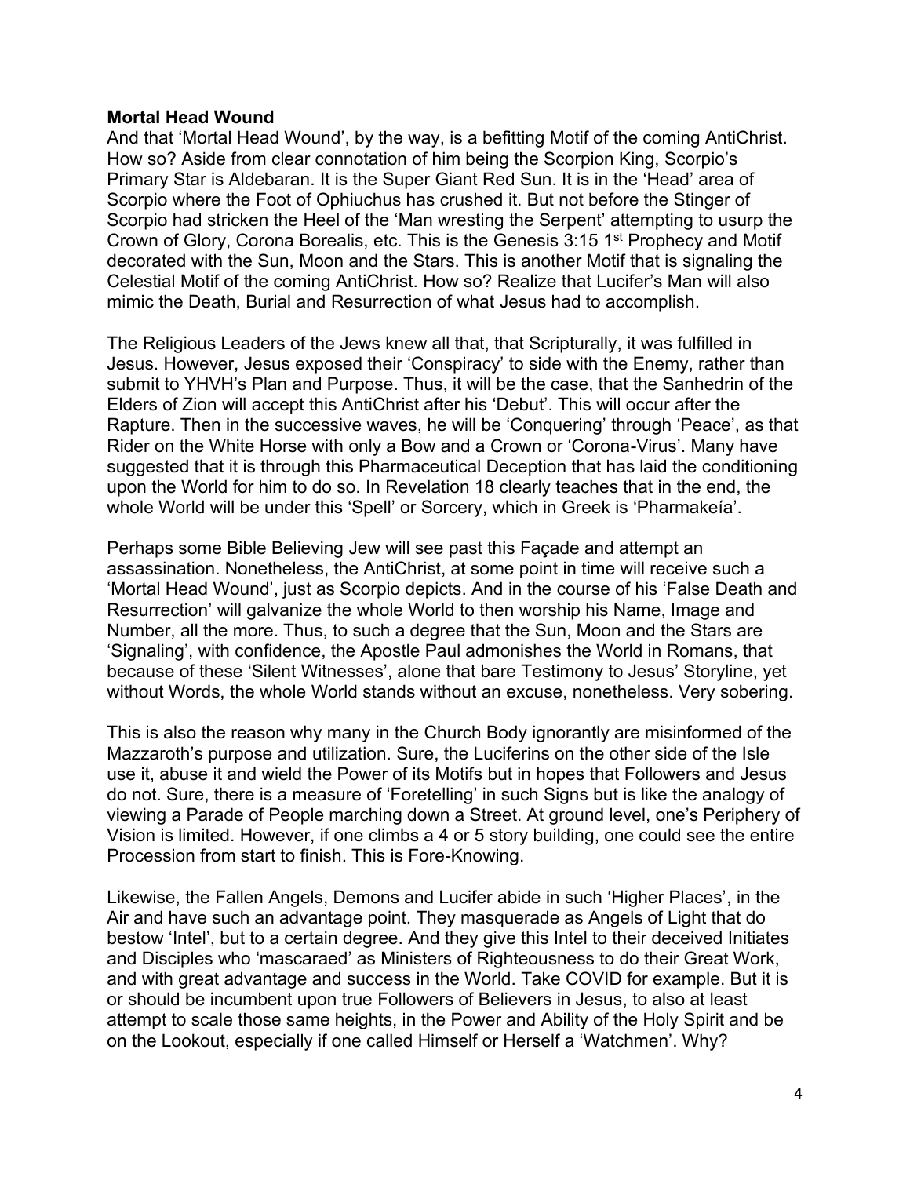**Mortal Head Wound**

And that 'Mortal Head Wound', by the way, is a befitting Motif of the coming AntiChrist. How so? Aside from clear connotation of him being the Scorpion King, Scorpio's Primary Star is Aldebaran. It is the Super Giant Red Sun. It is in the 'Head' area of Scorpio where the Foot of Ophiuchus has crushed it. But not before the Stinger of Scorpio had stricken the Heel of the 'Man wresting the Serpent' attempting to usurp the Crown of Glory, Corona Borealis, etc. This is the Genesis 3:15 1st Prophecy and Motif decorated with the Sun, Moon and the Stars. This is another Motif that is signaling the Celestial Motif of the coming AntiChrist. How so? Realize that Lucifer's Man will also mimic the Death, Burial and Resurrection of what Jesus had to accomplish.

The Religious Leaders of the Jews knew all that, that Scripturally, it was fulfilled in Jesus. However, Jesus exposed their 'Conspiracy' to side with the Enemy, rather than submit to YHVH's Plan and Purpose. Thus, it will be the case, that the Sanhedrin of the Elders of Zion will accept this AntiChrist after his 'Debut'. This will occur after the Rapture. Then in the successive waves, he will be 'Conquering' through 'Peace', as that Rider on the White Horse with only a Bow and a Crown or 'Corona-Virus'. Many have suggested that it is through this Pharmaceutical Deception that has laid the conditioning upon the World for him to do so. In Revelation 18 clearly teaches that in the end, the whole World will be under this 'Spell' or Sorcery, which in Greek is 'Pharmakeía'.

Perhaps some Bible Believing Jew will see past this Façade and attempt an assassination. Nonetheless, the AntiChrist, at some point in time will receive such a 'Mortal Head Wound', just as Scorpio depicts. And in the course of his 'False Death and Resurrection' will galvanize the whole World to then worship his Name, Image and Number, all the more. Thus, to such a degree that the Sun, Moon and the Stars are 'Signaling', with confidence, the Apostle Paul admonishes the World in Romans, that because of these 'Silent Witnesses', alone that bare Testimony to Jesus' Storyline, yet without Words, the whole World stands without an excuse, nonetheless. Very sobering.

This is also the reason why many in the Church Body ignorantly are misinformed of the Mazzaroth's purpose and utilization. Sure, the Luciferins on the other side of the Isle use it, abuse it and wield the Power of its Motifs but in hopes that Followers and Jesus do not. Sure, there is a measure of 'Foretelling' in such Signs but is like the analogy of viewing a Parade of People marching down a Street. At ground level, one's Periphery of Vision is limited. However, if one climbs a 4 or 5 story building, one could see the entire Procession from start to finish. This is Fore-Knowing.

Likewise, the Fallen Angels, Demons and Lucifer abide in such 'Higher Places', in the Air and have such an advantage point. They masquerade as Angels of Light that do bestow 'Intel', but to a certain degree. And they give this Intel to their deceived Initiates and Disciples who 'mascaraed' as Ministers of Righteousness to do their Great Work, and with great advantage and success in the World. Take COVID for example. But it is or should be incumbent upon true Followers of Believers in Jesus, to also at least attempt to scale those same heights, in the Power and Ability of the Holy Spirit and be on the Lookout, especially if one called Himself or Herself a 'Watchmen'. Why?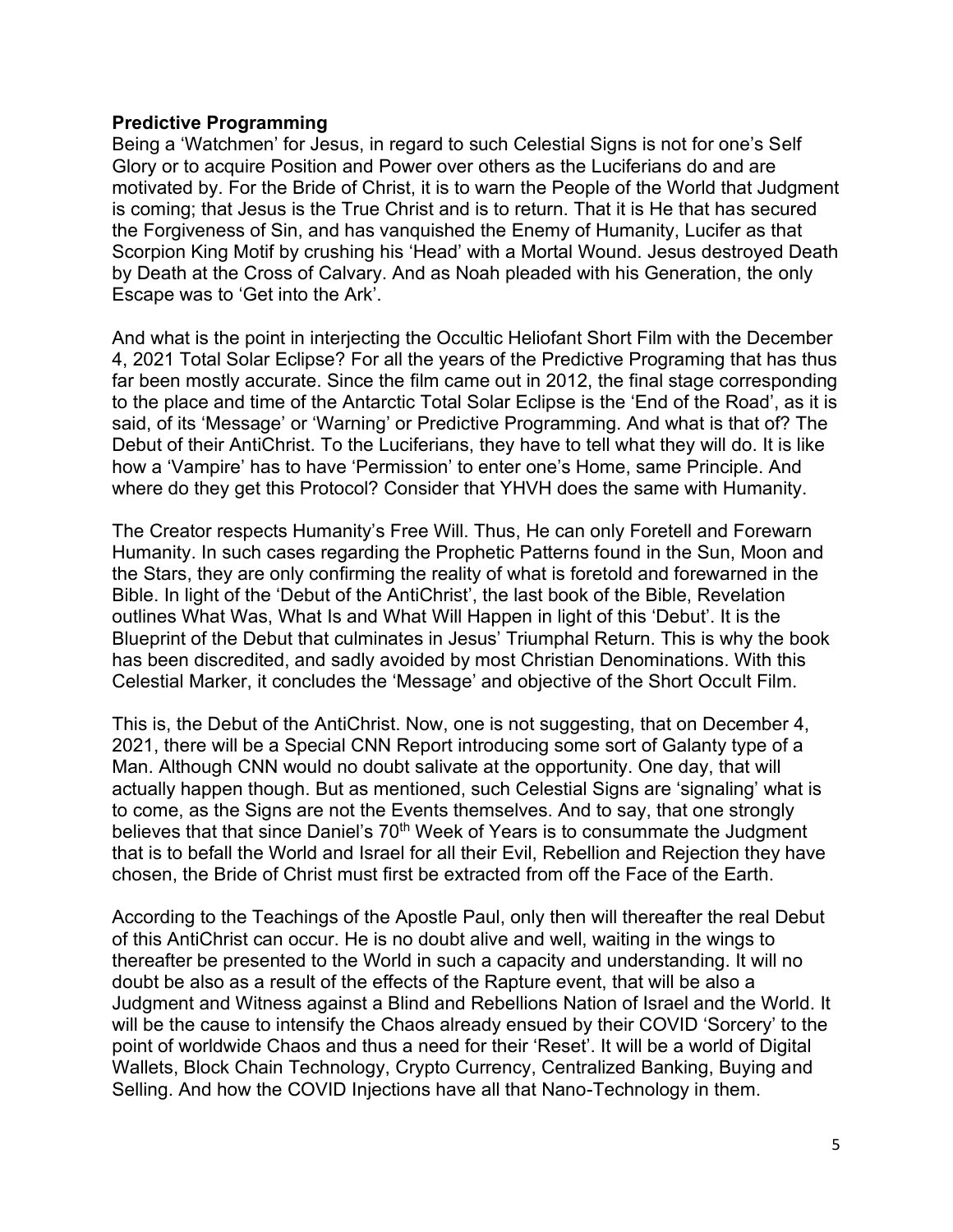**Predictive Programming**

Being a 'Watchmen' for Jesus, in regard to such Celestial Signs is not for one's Self Glory or to acquire Position and Power over others as the Luciferians do and are motivated by. For the Bride of Christ, it is to warn the People of the World that Judgment is coming; that Jesus is the True Christ and is to return. That it is He that has secured the Forgiveness of Sin, and has vanquished the Enemy of Humanity, Lucifer as that Scorpion King Motif by crushing his 'Head' with a Mortal Wound. Jesus destroyed Death by Death at the Cross of Calvary. And as Noah pleaded with his Generation, the only Escape was to 'Get into the Ark'.

And what is the point in interjecting the Occultic Heliofant Short Film with the December 4, 2021 Total Solar Eclipse? For all the years of the Predictive Programing that has thus far been mostly accurate. Since the film came out in 2012, the final stage corresponding to the place and time of the Antarctic Total Solar Eclipse is the 'End of the Road', as it is said, of its 'Message' or 'Warning' or Predictive Programming. And what is that of? The Debut of their AntiChrist. To the Luciferians, they have to tell what they will do. It is like how a 'Vampire' has to have 'Permission' to enter one's Home, same Principle. And where do they get this Protocol? Consider that YHVH does the same with Humanity.

The Creator respects Humanity's Free Will. Thus, He can only Foretell and Forewarn Humanity. In such cases regarding the Prophetic Patterns found in the Sun, Moon and the Stars, they are only confirming the reality of what is foretold and forewarned in the Bible. In light of the 'Debut of the AntiChrist', the last book of the Bible, Revelation outlines What Was, What Is and What Will Happen in light of this 'Debut'. It is the Blueprint of the Debut that culminates in Jesus' Triumphal Return. This is why the book has been discredited, and sadly avoided by most Christian Denominations. With this Celestial Marker, it concludes the 'Message' and objective of the Short Occult Film.

This is, the Debut of the AntiChrist. Now, one is not suggesting, that on December 4, 2021, there will be a Special CNN Report introducing some sort of Galanty type of a Man. Although CNN would no doubt salivate at the opportunity. One day, that will actually happen though. But as mentioned, such Celestial Signs are 'signaling' what is to come, as the Signs are not the Events themselves. And to say, that one strongly believes that that since Daniel's 70th Week of Years is to consummate the Judgment that is to befall the World and Israel for all their Evil, Rebellion and Rejection they have chosen, the Bride of Christ must first be extracted from off the Face of the Earth.

According to the Teachings of the Apostle Paul, only then will thereafter the real Debut of this AntiChrist can occur. He is no doubt alive and well, waiting in the wings to thereafter be presented to the World in such a capacity and understanding. It will no doubt be also as a result of the effects of the Rapture event, that will be also a Judgment and Witness against a Blind and Rebellions Nation of Israel and the World. It will be the cause to intensify the Chaos already ensued by their COVID 'Sorcery' to the point of worldwide Chaos and thus a need for their 'Reset'. It will be a world of Digital Wallets, Block Chain Technology, Crypto Currency, Centralized Banking, Buying and Selling. And how the COVID Injections have all that Nano-Technology in them.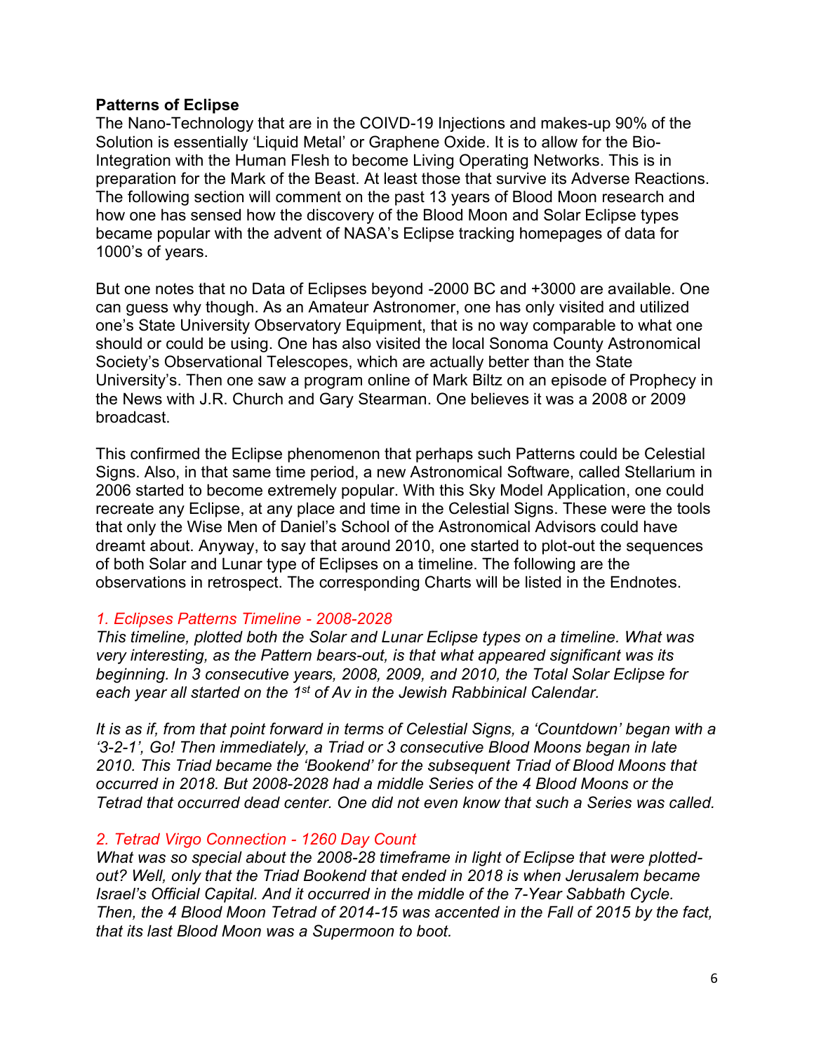**Patterns of Eclipse**

The Nano-Technology that are in the COIVD-19 Injections and makes-up 90% of the Solution is essentially 'Liquid Metal' or Graphene Oxide. It is to allow for the Bio-Integration with the Human Flesh to become Living Operating Networks. This is in preparation for the Mark of the Beast. At least those that survive its Adverse Reactions. The following section will comment on the past 13 years of Blood Moon research and how one has sensed how the discovery of the Blood Moon and Solar Eclipse types became popular with the advent of NASA's Eclipse tracking homepages of data for 1000's of years.

But one notes that no Data of Eclipses beyond -2000 BC and +3000 are available. One can guess why though. As an Amateur Astronomer, one has only visited and utilized one's State University Observatory Equipment, that is no way comparable to what one should or could be using. One has also visited the local Sonoma County Astronomical Society's Observational Telescopes, which are actually better than the State University's. Then one saw a program online of Mark Biltz on an episode of Prophecy in the News with J.R. Church and Gary Stearman. One believes it was a 2008 or 2009 broadcast.

This confirmed the Eclipse phenomenon that perhaps such Patterns could be Celestial Signs. Also, in that same time period, a new Astronomical Software, called Stellarium in 2006 started to become extremely popular. With this Sky Model Application, one could recreate any Eclipse, at any place and time in the Celestial Signs. These were the tools that only the Wise Men of Daniel's School of the Astronomical Advisors could have dreamt about. Anyway, to say that around 2010, one started to plot-out the sequences of both Solar and Lunar type of Eclipses on a timeline. The following are the observations in retrospect. The corresponding Charts will be listed in the Endnotes.

*1. Eclipses Patterns Timeline - 2008-2028*

*This timeline, plotted both the Solar and Lunar Eclipse types on a timeline. What was very interesting, as the Pattern bears-out, is that what appeared significant was its beginning. In 3 consecutive years, 2008, 2009, and 2010, the Total Solar Eclipse for each year all started on the 1st of Av in the Jewish Rabbinical Calendar.*

*It is as if, from that point forward in terms of Celestial Signs, a 'Countdown' began with a '3-2-1', Go! Then immediately, a Triad or 3 consecutive Blood Moons began in late 2010. This Triad became the 'Bookend' for the subsequent Triad of Blood Moons that occurred in 2018. But 2008-2028 had a middle Series of the 4 Blood Moons or the Tetrad that occurred dead center. One did not even know that such a Series was called.*

*2. Tetrad Virgo Connection - 1260 Day Count*

*What was so special about the 2008-28 timeframe in light of Eclipse that were plotted-out? Well, only that the Triad Bookend that ended in 2018 is when Jerusalem became Israel's Official Capital. And it occurred in the middle of the 7-Year Sabbath Cycle. Then, the 4 Blood Moon Tetrad of 2014-15 was accented in the Fall of 2015 by the fact, that its last Blood Moon was a Supermoon to boot.*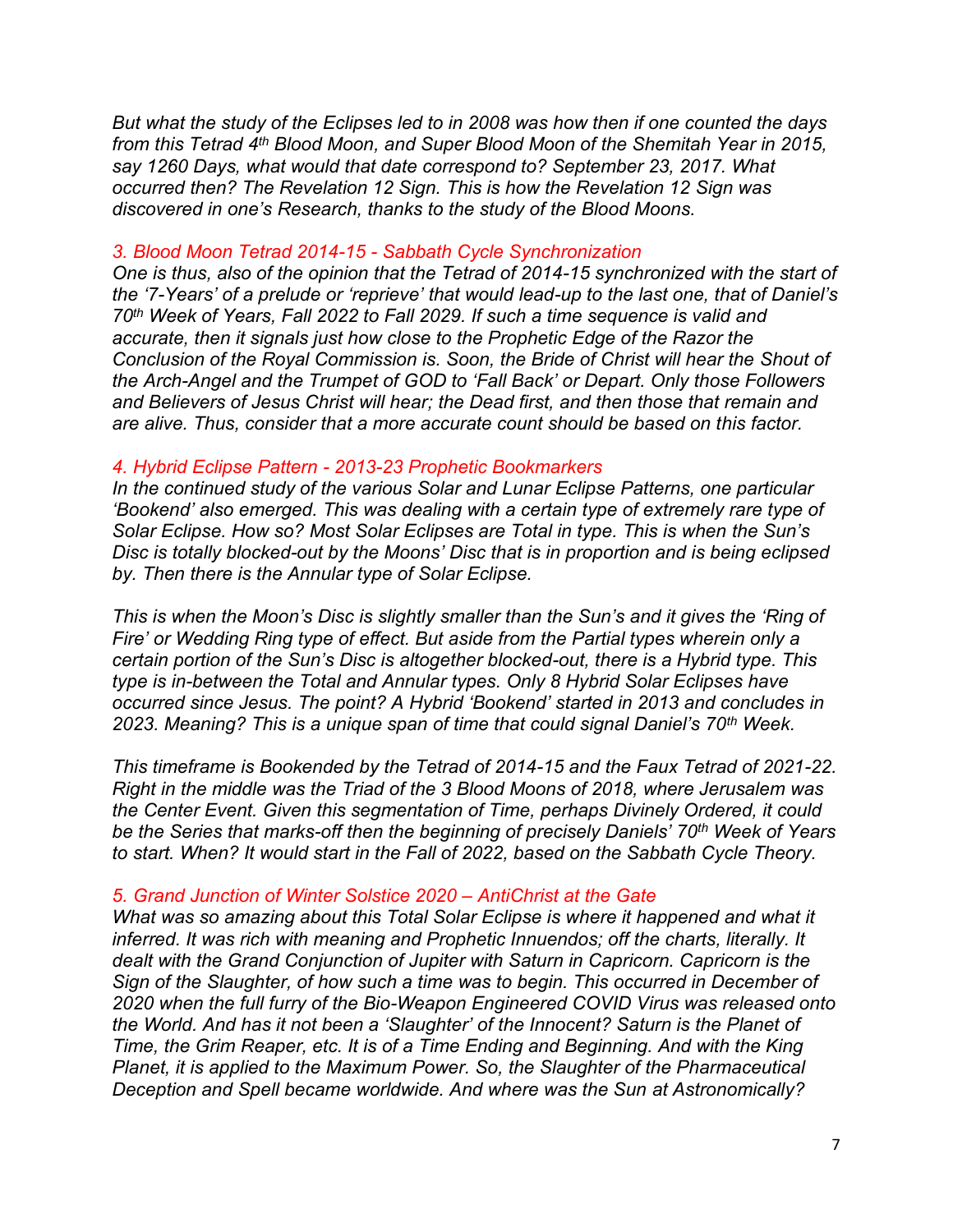*But what the study of the Eclipses led to in 2008 was how then if one counted the days from this Tetrad 4th Blood Moon, and Super Blood Moon of the Shemitah Year in 2015, say 1260 Days, what would that date correspond to? September 23, 2017. What occurred then? The Revelation 12 Sign. This is how the Revelation 12 Sign was discovered in one's Research, thanks to the study of the Blood Moons.*

### *3. Blood Moon Tetrad 2014-15 - Sabbath Cycle Synchronization*

*One is thus, also of the opinion that the Tetrad of 2014-15 synchronized with the start of the '7-Years' of a prelude or 'reprieve' that would lead-up to the last one, that of Daniel's 70th Week of Years, Fall 2022 to Fall 2029. If such a time sequence is valid and accurate, then it signals just how close to the Prophetic Edge of the Razor the Conclusion of the Royal Commission is. Soon, the Bride of Christ will hear the Shout of the Arch-Angel and the Trumpet of GOD to 'Fall Back' or Depart. Only those Followers and Believers of Jesus Christ will hear; the Dead first, and then those that remain and are alive. Thus, consider that a more accurate count should be based on this factor.*

### *4. Hybrid Eclipse Pattern - 2013-23 Prophetic Bookmarkers*

*In the continued study of the various Solar and Lunar Eclipse Patterns, one particular 'Bookend' also emerged. This was dealing with a certain type of extremely rare type of Solar Eclipse. How so? Most Solar Eclipses are Total in type. This is when the Sun's Disc is totally blocked-out by the Moons' Disc that is in proportion and is being eclipsed by. Then there is the Annular type of Solar Eclipse.*

*This is when the Moon's Disc is slightly smaller than the Sun's and it gives the 'Ring of Fire' or Wedding Ring type of effect. But aside from the Partial types wherein only a certain portion of the Sun's Disc is altogether blocked-out, there is a Hybrid type. This type is in-between the Total and Annular types. Only 8 Hybrid Solar Eclipses have occurred since Jesus. The point? A Hybrid 'Bookend' started in 2013 and concludes in 2023. Meaning? This is a unique span of time that could signal Daniel's 70th Week.*

*This timeframe is Bookended by the Tetrad of 2014-15 and the Faux Tetrad of 2021-22. Right in the middle was the Triad of the 3 Blood Moons of 2018, where Jerusalem was the Center Event. Given this segmentation of Time, perhaps Divinely Ordered, it could be the Series that marks-off then the beginning of precisely Daniels' 70th Week of Years to start. When? It would start in the Fall of 2022, based on the Sabbath Cycle Theory.*

### *5. Grand Junction of Winter Solstice 2020 – AntiChrist at the Gate*

*What was so amazing about this Total Solar Eclipse is where it happened and what it inferred. It was rich with meaning and Prophetic Innuendos; off the charts, literally. It dealt with the Grand Conjunction of Jupiter with Saturn in Capricorn. Capricorn is the Sign of the Slaughter, of how such a time was to begin. This occurred in December of 2020 when the full furry of the Bio-Weapon Engineered COVID Virus was released onto the World. And has it not been a 'Slaughter' of the Innocent? Saturn is the Planet of Time, the Grim Reaper, etc. It is of a Time Ending and Beginning. And with the King Planet, it is applied to the Maximum Power. So, the Slaughter of the Pharmaceutical Deception and Spell became worldwide. And where was the Sun at Astronomically?*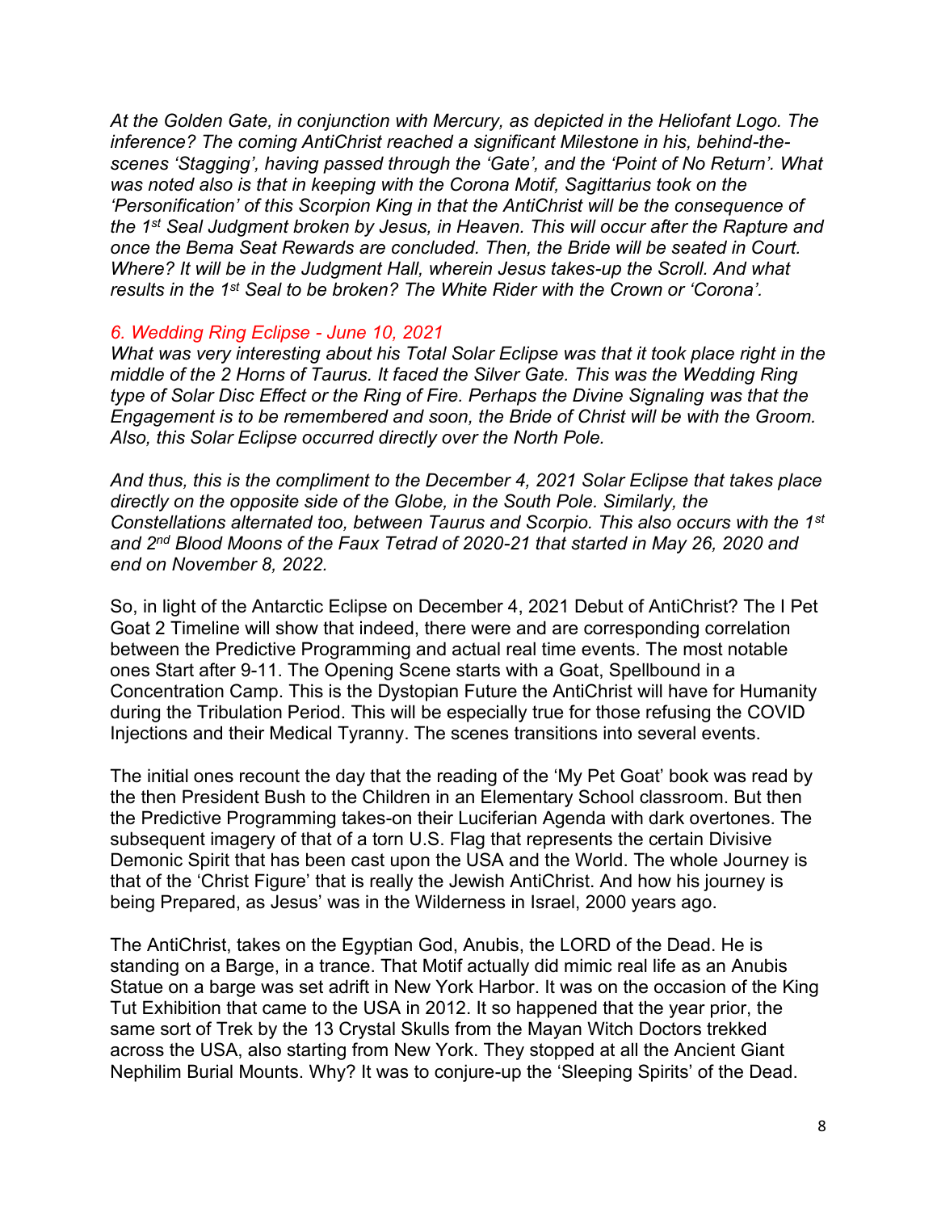*At the Golden Gate, in conjunction with Mercury, as depicted in the Heliofant Logo. The inference? The coming AntiChrist reached a significant Milestone in his, behind-the-scenes 'Stagging', having passed through the 'Gate', and the 'Point of No Return'. What was noted also is that in keeping with the Corona Motif, Sagittarius took on the 'Personification' of this Scorpion King in that the AntiChrist will be the consequence of the 1st Seal Judgment broken by Jesus, in Heaven. This will occur after the Rapture and once the Bema Seat Rewards are concluded. Then, the Bride will be seated in Court. Where? It will be in the Judgment Hall, wherein Jesus takes-up the Scroll. And what results in the 1st Seal to be broken? The White Rider with the Crown or 'Corona'.*

*6. Wedding Ring Eclipse - June 10, 2021*

*What was very interesting about his Total Solar Eclipse was that it took place right in the middle of the 2 Horns of Taurus. It faced the Silver Gate. This was the Wedding Ring type of Solar Disc Effect or the Ring of Fire. Perhaps the Divine Signaling was that the Engagement is to be remembered and soon, the Bride of Christ will be with the Groom. Also, this Solar Eclipse occurred directly over the North Pole.*

*And thus, this is the compliment to the December 4, 2021 Solar Eclipse that takes place directly on the opposite side of the Globe, in the South Pole. Similarly, the Constellations alternated too, between Taurus and Scorpio. This also occurs with the 1st and 2nd Blood Moons of the Faux Tetrad of 2020-21 that started in May 26, 2020 and end on November 8, 2022.*

So, in light of the Antarctic Eclipse on December 4, 2021 Debut of AntiChrist? The I Pet Goat 2 Timeline will show that indeed, there were and are corresponding correlation between the Predictive Programming and actual real time events. The most notable ones Start after 9-11. The Opening Scene starts with a Goat, Spellbound in a Concentration Camp. This is the Dystopian Future the AntiChrist will have for Humanity during the Tribulation Period. This will be especially true for those refusing the COVID Injections and their Medical Tyranny. The scenes transitions into several events.

The initial ones recount the day that the reading of the 'My Pet Goat' book was read by the then President Bush to the Children in an Elementary School classroom. But then the Predictive Programming takes-on their Luciferian Agenda with dark overtones. The subsequent imagery of that of a torn U.S. Flag that represents the certain Divisive Demonic Spirit that has been cast upon the USA and the World. The whole Journey is that of the 'Christ Figure' that is really the Jewish AntiChrist. And how his journey is being Prepared, as Jesus' was in the Wilderness in Israel, 2000 years ago.

The AntiChrist, takes on the Egyptian God, Anubis, the LORD of the Dead. He is standing on a Barge, in a trance. That Motif actually did mimic real life as an Anubis Statue on a barge was set adrift in New York Harbor. It was on the occasion of the King Tut Exhibition that came to the USA in 2012. It so happened that the year prior, the same sort of Trek by the 13 Crystal Skulls from the Mayan Witch Doctors trekked across the USA, also starting from New York. They stopped at all the Ancient Giant Nephilim Burial Mounts. Why? It was to conjure-up the 'Sleeping Spirits' of the Dead.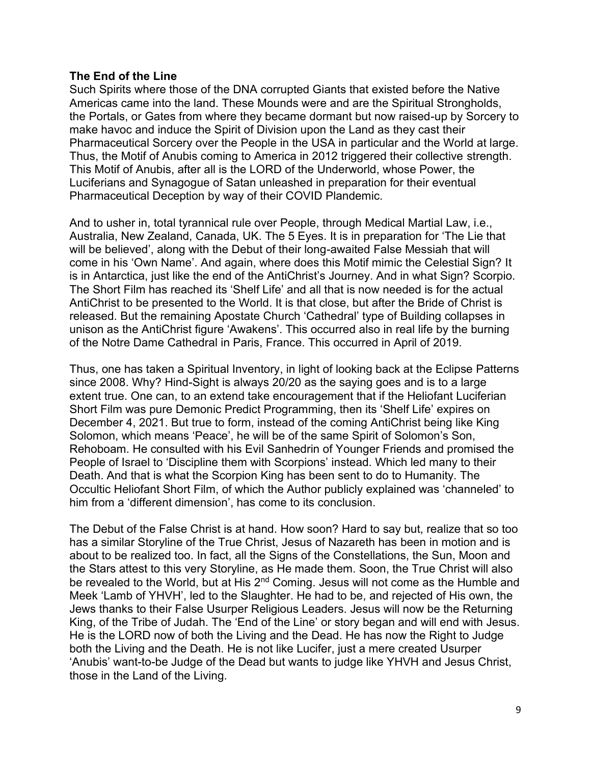**The End of the Line**

Such Spirits where those of the DNA corrupted Giants that existed before the Native Americas came into the land. These Mounds were and are the Spiritual Strongholds, the Portals, or Gates from where they became dormant but now raised-up by Sorcery to make havoc and induce the Spirit of Division upon the Land as they cast their Pharmaceutical Sorcery over the People in the USA in particular and the World at large. Thus, the Motif of Anubis coming to America in 2012 triggered their collective strength. This Motif of Anubis, after all is the LORD of the Underworld, whose Power, the Luciferians and Synagogue of Satan unleashed in preparation for their eventual Pharmaceutical Deception by way of their COVID Plandemic.

And to usher in, total tyrannical rule over People, through Medical Martial Law, i.e., Australia, New Zealand, Canada, UK. The 5 Eyes. It is in preparation for 'The Lie that will be believed', along with the Debut of their long-awaited False Messiah that will come in his 'Own Name'. And again, where does this Motif mimic the Celestial Sign? It is in Antarctica, just like the end of the AntiChrist's Journey. And in what Sign? Scorpio. The Short Film has reached its 'Shelf Life' and all that is now needed is for the actual AntiChrist to be presented to the World. It is that close, but after the Bride of Christ is released. But the remaining Apostate Church 'Cathedral' type of Building collapses in unison as the AntiChrist figure 'Awakens'. This occurred also in real life by the burning of the Notre Dame Cathedral in Paris, France. This occurred in April of 2019.

Thus, one has taken a Spiritual Inventory, in light of looking back at the Eclipse Patterns since 2008. Why? Hind-Sight is always 20/20 as the saying goes and is to a large extent true. One can, to an extend take encouragement that if the Heliofant Luciferian Short Film was pure Demonic Predict Programming, then its 'Shelf Life' expires on December 4, 2021. But true to form, instead of the coming AntiChrist being like King Solomon, which means 'Peace', he will be of the same Spirit of Solomon's Son, Rehoboam. He consulted with his Evil Sanhedrin of Younger Friends and promised the People of Israel to 'Discipline them with Scorpions' instead. Which led many to their Death. And that is what the Scorpion King has been sent to do to Humanity. The Occultic Heliofant Short Film, of which the Author publicly explained was 'channeled' to him from a 'different dimension', has come to its conclusion.

The Debut of the False Christ is at hand. How soon? Hard to say but, realize that so too has a similar Storyline of the True Christ, Jesus of Nazareth has been in motion and is about to be realized too. In fact, all the Signs of the Constellations, the Sun, Moon and the Stars attest to this very Storyline, as He made them. Soon, the True Christ will also be revealed to the World, but at His 2nd Coming. Jesus will not come as the Humble and Meek 'Lamb of YHVH', led to the Slaughter. He had to be, and rejected of His own, the Jews thanks to their False Usurper Religious Leaders. Jesus will now be the Returning King, of the Tribe of Judah. The 'End of the Line' or story began and will end with Jesus. He is the LORD now of both the Living and the Dead. He has now the Right to Judge both the Living and the Death. He is not like Lucifer, just a mere created Usurper 'Anubis' want-to-be Judge of the Dead but wants to judge like YHVH and Jesus Christ, those in the Land of the Living.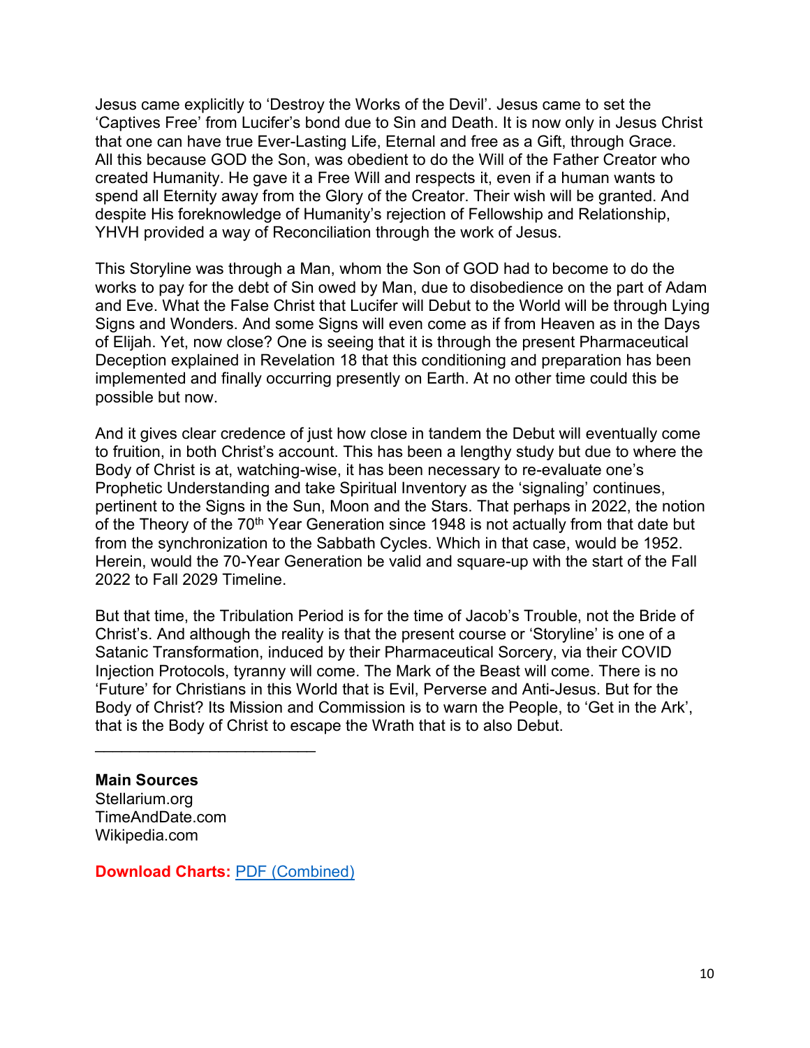Jesus came explicitly to 'Destroy the Works of the Devil'. Jesus came to set the 'Captives Free' from Lucifer's bond due to Sin and Death. It is now only in Jesus Christ that one can have true Ever-Lasting Life, Eternal and free as a Gift, through Grace. All this because GOD the Son, was obedient to do the Will of the Father Creator who created Humanity. He gave it a Free Will and respects it, even if a human wants to spend all Eternity away from the Glory of the Creator. Their wish will be granted. And despite His foreknowledge of Humanity's rejection of Fellowship and Relationship, YHVH provided a way of Reconciliation through the work of Jesus.

This Storyline was through a Man, whom the Son of GOD had to become to do the works to pay for the debt of Sin owed by Man, due to disobedience on the part of Adam and Eve. What the False Christ that Lucifer will Debut to the World will be through Lying Signs and Wonders. And some Signs will even come as if from Heaven as in the Days of Elijah. Yet, now close? One is seeing that it is through the present Pharmaceutical Deception explained in Revelation 18 that this conditioning and preparation has been implemented and finally occurring presently on Earth. At no other time could this be possible but now.

And it gives clear credence of just how close in tandem the Debut will eventually come to fruition, in both Christ's account. This has been a lengthy study but due to where the Body of Christ is at, watching-wise, it has been necessary to re-evaluate one's Prophetic Understanding and take Spiritual Inventory as the 'signaling' continues, pertinent to the Signs in the Sun, Moon and the Stars. That perhaps in 2022, the notion of the Theory of the 70th Year Generation since 1948 is not actually from that date but from the synchronization to the Sabbath Cycles. Which in that case, would be 1952. Herein, would the 70-Year Generation be valid and square-up with the start of the Fall 2022 to Fall 2029 Timeline.

But that time, the Tribulation Period is for the time of Jacob's Trouble, not the Bride of Christ's. And although the reality is that the present course or 'Storyline' is one of a Satanic Transformation, induced by their Pharmaceutical Sorcery, via their COVID Injection Protocols, tyranny will come. The Mark of the Beast will come. There is no 'Future' for Christians in this World that is Evil, Perverse and Anti-Jesus. But for the Body of Christ? Its Mission and Commission is to warn the People, to 'Get in the Ark', that is the Body of Christ to escape the Wrath that is to also Debut.

---

**Main Sources**
Stellarium.org
TimeAndDate.com
Wikipedia.com

**Download Charts:** PDF (Combined)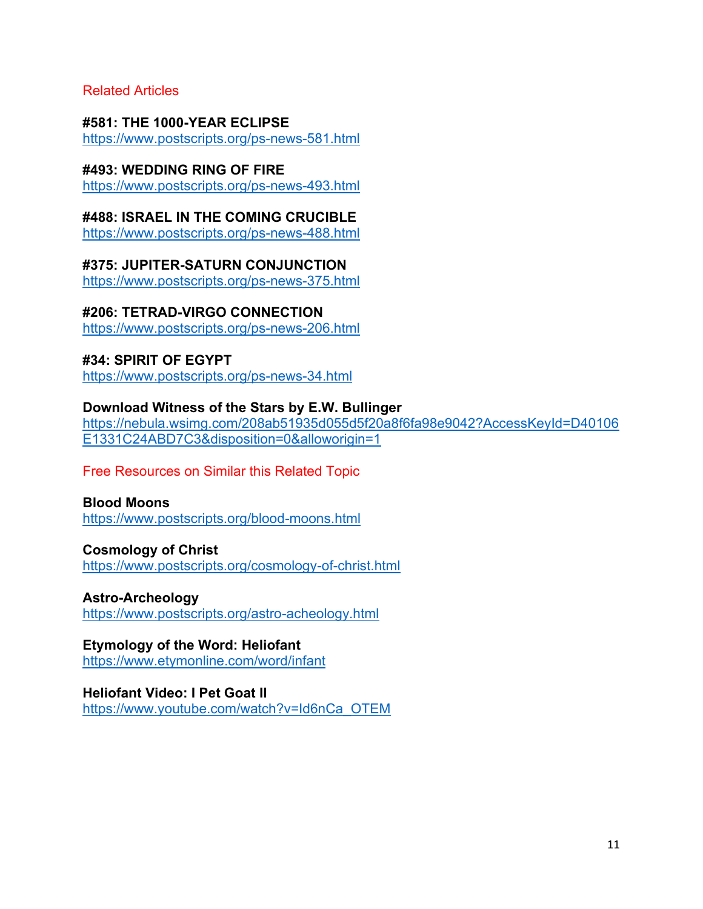Related Articles

**#581: THE 1000-YEAR ECLIPSE**
https://www.postscripts.org/ps-news-581.html

**#493: WEDDING RING OF FIRE**
https://www.postscripts.org/ps-news-493.html

**#488: ISRAEL IN THE COMING CRUCIBLE**
https://www.postscripts.org/ps-news-488.html

**#375: JUPITER-SATURN CONJUNCTION**
https://www.postscripts.org/ps-news-375.html

**#206: TETRAD-VIRGO CONNECTION**
https://www.postscripts.org/ps-news-206.html

**#34: SPIRIT OF EGYPT**
https://www.postscripts.org/ps-news-34.html

**Download Witness of the Stars by E.W. Bullinger**
https://nebula.wsimg.com/208ab51935d055d5f20a8f6fa98e9042?AccessKeyId=D40106E1331C24ABD7C3&disposition=0&alloworigin=1

Free Resources on Similar this Related Topic

**Blood Moons**
https://www.postscripts.org/blood-moons.html

**Cosmology of Christ**
https://www.postscripts.org/cosmology-of-christ.html

**Astro-Archeology**
https://www.postscripts.org/astro-acheology.html

**Etymology of the Word: Heliofant**
https://www.etymonline.com/word/infant

**Heliofant Video: I Pet Goat II**
https://www.youtube.com/watch?v=Id6nCa_OTEM